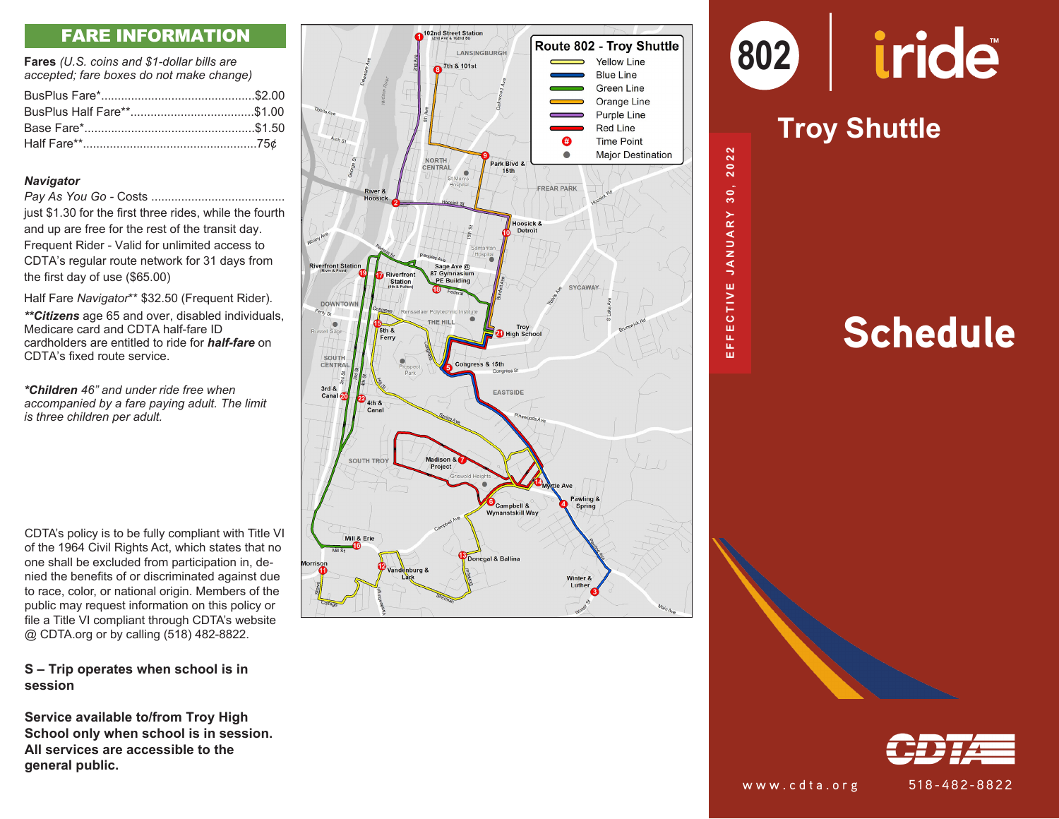## FARE INFORMATION

**Fares** *(U.S. coins and $1-dollar bills are accepted; fare boxes do not make change)*

| | |
|---|---|
| BusPlus Fare* | $2.00 |
| BusPlus Half Fare** | $1.00 |
| Base Fare* | $1.50 |
| Half Fare** | 75¢ |

***Navigator***

*Pay As You Go* - Costs just $1.30 for the first three rides, while the fourth and up are free for the rest of the transit day.

Frequent Rider - Valid for unlimited access to CDTA's regular route network for 31 days from the first day of use ($65.00)

Half Fare *Navigator*** $32.50 (Frequent Rider).

*****Citizens*** age 65 and over, disabled individuals, Medicare card and CDTA half-fare ID cardholders are entitled to ride for ***half-fare*** on CDTA's fixed route service.

****Children*** *46" and under ride free when accompanied by a fare paying adult. The limit is three children per adult.*

CDTA's policy is to be fully compliant with Title VI of the 1964 Civil Rights Act, which states that no one shall be excluded from participation in, denied the benefits of or discriminated against due to race, color, or national origin. Members of the public may request information on this policy or file a Title VI compliant through CDTA's website @ CDTA.org or by calling (518) 482-8822.

**S – Trip operates when school is in session**

**Service available to/from Troy High School only when school is in session. All services are accessible to the general public.**

### Route 802 - Troy Shuttle

- Yellow Line
- Blue Line
- Green Line
- Orange Line
- Purple Line
- Red Line
- Time Point
- Major Destination

Time points: 1 102nd Street Station; 2 River & Hoosick; 3 Winter & Luther; 4 Pawling & Spring; 5 Congress & 15th; 6 Campbell & Wynanstskill Way; 7 Madison & Project; 8 7th & 101st; 9 Park Blvd & 15th; 10 Hoosick & Detroit; 11 Morrison; 12 Vandenburg & Lark; 13 Donegal & Ballina; 14 Myrtle Ave; 15 5th & Ferry; 16 Mill & Erie; 17 Riverfront Station; 18 Sage Ave @ 87 Gymnasium PE Building; 19 Riverfront Station; 20 3rd & Canal; 21 Troy High School; 22 4th & Canal

# 802 iride

## Troy Shuttle

EFFECTIVE JANUARY 30, 2022

# Schedule

CDTA

www.cdta.org 518-482-8822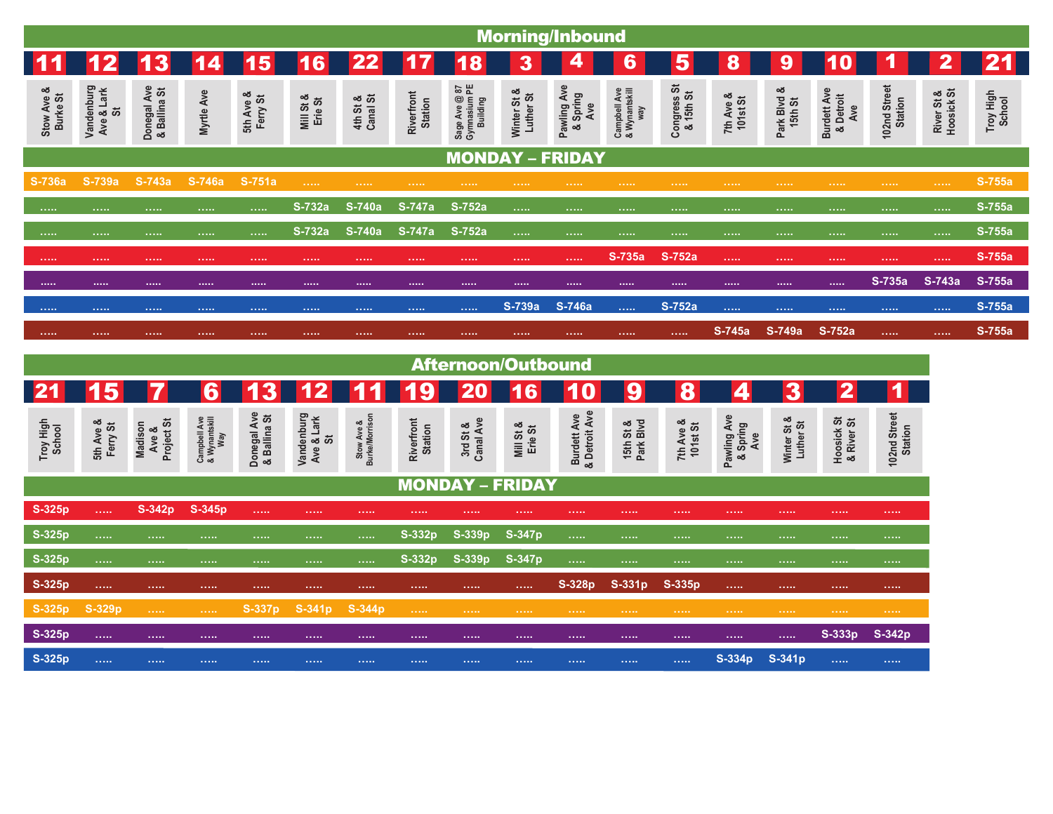## Morning/Inbound

| 11 | 12 | 13 | 14 | 15 | 16 | 22 | 17 | 18 | 3 | 4 | 6 | 5 | 8 | 9 | 10 | 1 | 2 | 21 |
|---|---|---|---|---|---|---|---|---|---|---|---|---|---|---|---|---|---|---|
| Stow Ave & Burke St | Vandenburg Ave & Lark St | Donegal Ave & Ballina St | Myrtle Ave | 5th Ave & Ferry St | Mill St & Erie St | 4th St & Canal St | Riverfront Station | Sage Ave @ 87 Gymnasium PE Building | Winter St & Luther St | Pawling Ave & Spring Ave | Campbell Ave & Wynantskill way | Congress St & 15th St | 7th Ave & 101st St | Park Blvd & 15th St | Burdett Ave & Detroit Ave | 102nd Street Station | River St & Hoosick St | Troy High School |
| **MONDAY – FRIDAY** | | | | | | | | | | | | | | | | | | |
| S-736a | S-739a | S-743a | S-746a | S-751a | ..... | ..... | ..... | ..... | ..... | ..... | ..... | ..... | ..... | ..... | ..... | ..... | ..... | S-755a |
| ..... | ..... | ..... | ..... | ..... | S-732a | S-740a | S-747a | S-752a | ..... | ..... | ..... | ..... | ..... | ..... | ..... | ..... | ..... | S-755a |
| ..... | ..... | ..... | ..... | ..... | S-732a | S-740a | S-747a | S-752a | ..... | ..... | ..... | ..... | ..... | ..... | ..... | ..... | ..... | S-755a |
| ..... | ..... | ..... | ..... | ..... | ..... | ..... | ..... | ..... | ..... | ..... | S-735a | S-752a | ..... | ..... | ..... | ..... | ..... | S-755a |
| ..... | ..... | ..... | ..... | ..... | ..... | ..... | ..... | ..... | ..... | ..... | ..... | ..... | ..... | ..... | ..... | S-735a | S-743a | S-755a |
| ..... | ..... | ..... | ..... | ..... | ..... | ..... | ..... | ..... | S-739a | S-746a | ..... | S-752a | ..... | ..... | ..... | ..... | ..... | S-755a |
| ..... | ..... | ..... | ..... | ..... | ..... | ..... | ..... | ..... | ..... | ..... | ..... | ..... | S-745a | S-749a | S-752a | ..... | ..... | S-755a |

## Afternoon/Outbound

| 21 | 15 | 7 | 6 | 13 | 12 | 11 | 19 | 20 | 16 | 10 | 9 | 8 | 4 | 3 | 2 | 1 |
|---|---|---|---|---|---|---|---|---|---|---|---|---|---|---|---|---|
| Troy High School | 5th Ave & Ferry St | Madison Ave & Project St | Campbell Ave & Wynantskill Way | Donegal Ave & Ballina St | Vandenburg Ave & Lark St | Stow Ave & Burke/Morrison | Riverfront Station | 3rd St & Canal Ave | Mill St & Erie St | Burdett Ave & Detroit Ave | 15th St & Park Blvd | 7th Ave & 101st St | Pawling Ave & Spring Ave | Winter St & Luther St | Hoosick St & River St | 102nd Street Station |
| **MONDAY – FRIDAY** | | | | | | | | | | | | | | | | |
| S-325p | ..... | S-342p | S-345p | ..... | ..... | ..... | ..... | ..... | ..... | ..... | ..... | ..... | ..... | ..... | ..... | ..... |
| S-325p | ..... | ..... | ..... | ..... | ..... | ..... | S-332p | S-339p | S-347p | ..... | ..... | ..... | ..... | ..... | ..... | ..... |
| S-325p | ..... | ..... | ..... | ..... | ..... | ..... | S-332p | S-339p | S-347p | ..... | ..... | ..... | ..... | ..... | ..... | ..... |
| S-325p | ..... | ..... | ..... | ..... | ..... | ..... | ..... | ..... | ..... | S-328p | S-331p | S-335p | ..... | ..... | ..... | ..... |
| S-325p | S-329p | ..... | ..... | S-337p | S-341p | S-344p | ..... | ..... | ..... | ..... | ..... | ..... | ..... | ..... | ..... | ..... |
| S-325p | ..... | ..... | ..... | ..... | ..... | ..... | ..... | ..... | ..... | ..... | ..... | ..... | ..... | ..... | S-333p | S-342p |
| S-325p | ..... | ..... | ..... | ..... | ..... | ..... | ..... | ..... | ..... | ..... | ..... | ..... | S-334p | S-341p | ..... | ..... |